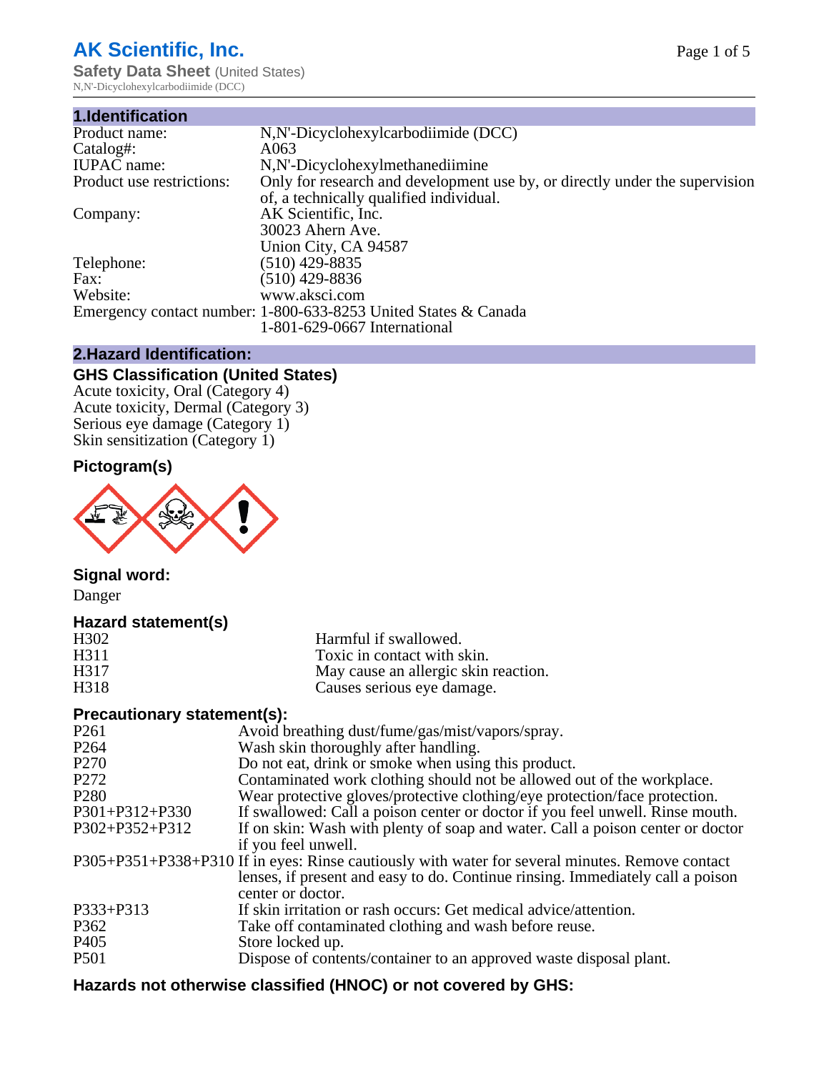# AK Scientific, Inc.

**Safety Data Sheet** (United States)
N,N'-Dicyclohexylcarbodiimide (DCC)

## 1.Identification

| | |
|---|---|
| Product name: | N,N'-Dicyclohexylcarbodiimide (DCC) |
| Catalog#: | A063 |
| IUPAC name: | N,N'-Dicyclohexylmethanediimine |
| Product use restrictions: | Only for research and development use by, or directly under the supervision of, a technically qualified individual. |
| Company: | AK Scientific, Inc.<br>30023 Ahern Ave.<br>Union City, CA 94587 |
| Telephone: | (510) 429-8835 |
| Fax: | (510) 429-8836 |
| Website: | www.aksci.com |
| Emergency contact number: | 1-800-633-8253 United States & Canada<br>1-801-629-0667 International |

## 2.Hazard Identification:

### GHS Classification (United States)

Acute toxicity, Oral (Category 4)
Acute toxicity, Dermal (Category 3)
Serious eye damage (Category 1)
Skin sensitization (Category 1)

### Pictogram(s)

### Signal word:

Danger

### Hazard statement(s)

| | |
|---|---|
| H302 | Harmful if swallowed. |
| H311 | Toxic in contact with skin. |
| H317 | May cause an allergic skin reaction. |
| H318 | Causes serious eye damage. |

### Precautionary statement(s):

| | |
|---|---|
| P261 | Avoid breathing dust/fume/gas/mist/vapors/spray. |
| P264 | Wash skin thoroughly after handling. |
| P270 | Do not eat, drink or smoke when using this product. |
| P272 | Contaminated work clothing should not be allowed out of the workplace. |
| P280 | Wear protective gloves/protective clothing/eye protection/face protection. |
| P301+P312+P330 | If swallowed: Call a poison center or doctor if you feel unwell. Rinse mouth. |
| P302+P352+P312 | If on skin: Wash with plenty of soap and water. Call a poison center or doctor if you feel unwell. |
| P305+P351+P338+P310 | If in eyes: Rinse cautiously with water for several minutes. Remove contact lenses, if present and easy to do. Continue rinsing. Immediately call a poison center or doctor. |
| P333+P313 | If skin irritation or rash occurs: Get medical advice/attention. |
| P362 | Take off contaminated clothing and wash before reuse. |
| P405 | Store locked up. |
| P501 | Dispose of contents/container to an approved waste disposal plant. |

### Hazards not otherwise classified (HNOC) or not covered by GHS: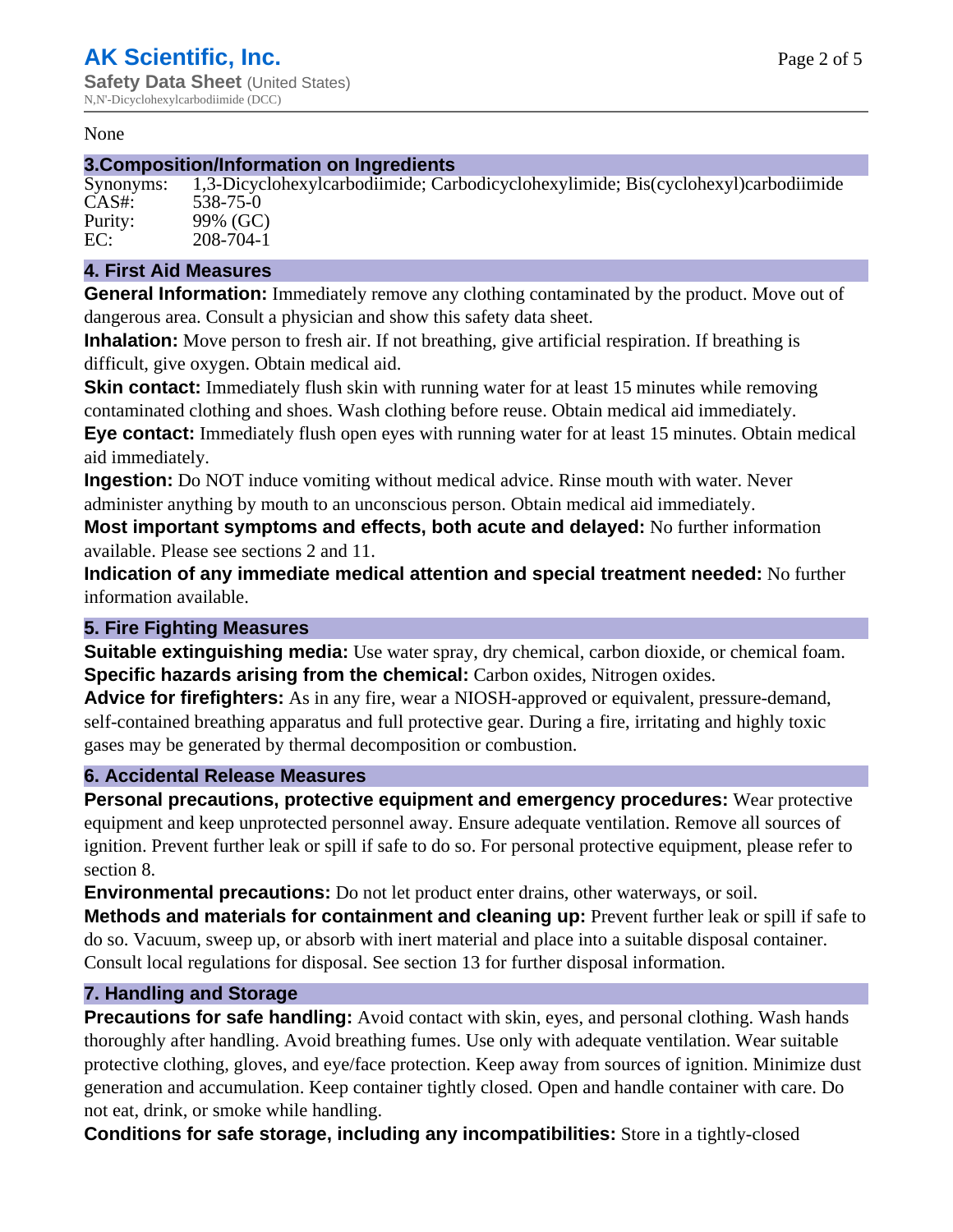None

## 3.Composition/Information on Ingredients

| | |
|---|---|
| Synonyms: | 1,3-Dicyclohexylcarbodiimide; Carbodicyclohexylimide; Bis(cyclohexyl)carbodiimide |
| CAS#: | 538-75-0 |
| Purity: | 99% (GC) |
| EC: | 208-704-1 |

## 4. First Aid Measures

**General Information:** Immediately remove any clothing contaminated by the product. Move out of dangerous area. Consult a physician and show this safety data sheet.

**Inhalation:** Move person to fresh air. If not breathing, give artificial respiration. If breathing is difficult, give oxygen. Obtain medical aid.

**Skin contact:** Immediately flush skin with running water for at least 15 minutes while removing contaminated clothing and shoes. Wash clothing before reuse. Obtain medical aid immediately.

**Eye contact:** Immediately flush open eyes with running water for at least 15 minutes. Obtain medical aid immediately.

**Ingestion:** Do NOT induce vomiting without medical advice. Rinse mouth with water. Never administer anything by mouth to an unconscious person. Obtain medical aid immediately.

**Most important symptoms and effects, both acute and delayed:** No further information available. Please see sections 2 and 11.

**Indication of any immediate medical attention and special treatment needed:** No further information available.

## 5. Fire Fighting Measures

**Suitable extinguishing media:** Use water spray, dry chemical, carbon dioxide, or chemical foam.

**Specific hazards arising from the chemical:** Carbon oxides, Nitrogen oxides.

**Advice for firefighters:** As in any fire, wear a NIOSH-approved or equivalent, pressure-demand, self-contained breathing apparatus and full protective gear. During a fire, irritating and highly toxic gases may be generated by thermal decomposition or combustion.

## 6. Accidental Release Measures

**Personal precautions, protective equipment and emergency procedures:** Wear protective equipment and keep unprotected personnel away. Ensure adequate ventilation. Remove all sources of ignition. Prevent further leak or spill if safe to do so. For personal protective equipment, please refer to section 8.

**Environmental precautions:** Do not let product enter drains, other waterways, or soil.

**Methods and materials for containment and cleaning up:** Prevent further leak or spill if safe to do so. Vacuum, sweep up, or absorb with inert material and place into a suitable disposal container. Consult local regulations for disposal. See section 13 for further disposal information.

## 7. Handling and Storage

**Precautions for safe handling:** Avoid contact with skin, eyes, and personal clothing. Wash hands thoroughly after handling. Avoid breathing fumes. Use only with adequate ventilation. Wear suitable protective clothing, gloves, and eye/face protection. Keep away from sources of ignition. Minimize dust generation and accumulation. Keep container tightly closed. Open and handle container with care. Do not eat, drink, or smoke while handling.

**Conditions for safe storage, including any incompatibilities:** Store in a tightly-closed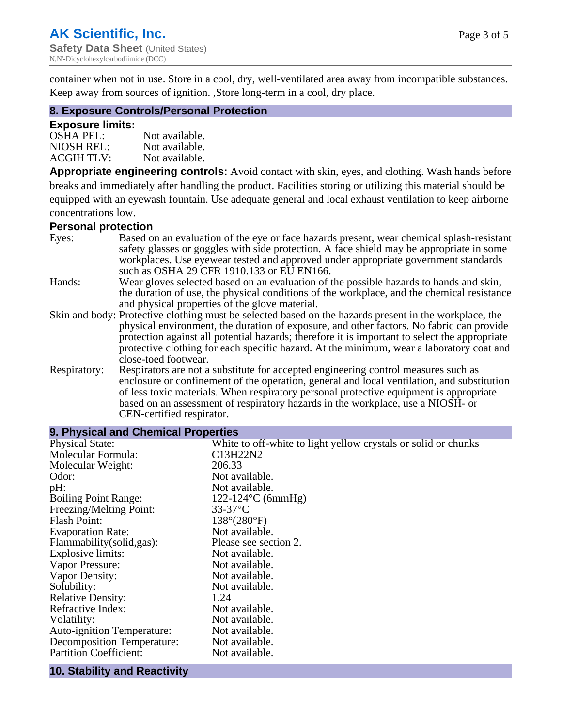container when not in use. Store in a cool, dry, well-ventilated area away from incompatible substances. Keep away from sources of ignition. ,Store long-term in a cool, dry place.

## 8. Exposure Controls/Personal Protection

### Exposure limits:

| | |
|---|---|
| OSHA PEL: | Not available. |
| NIOSH REL: | Not available. |
| ACGIH TLV: | Not available. |

**Appropriate engineering controls:** Avoid contact with skin, eyes, and clothing. Wash hands before breaks and immediately after handling the product. Facilities storing or utilizing this material should be equipped with an eyewash fountain. Use adequate general and local exhaust ventilation to keep airborne concentrations low.

### Personal protection

| | |
|---|---|
| Eyes: | Based on an evaluation of the eye or face hazards present, wear chemical splash-resistant safety glasses or goggles with side protection. A face shield may be appropriate in some workplaces. Use eyewear tested and approved under appropriate government standards such as OSHA 29 CFR 1910.133 or EU EN166. |
| Hands: | Wear gloves selected based on an evaluation of the possible hazards to hands and skin, the duration of use, the physical conditions of the workplace, and the chemical resistance and physical properties of the glove material. |
| Skin and body: | Protective clothing must be selected based on the hazards present in the workplace, the physical environment, the duration of exposure, and other factors. No fabric can provide protection against all potential hazards; therefore it is important to select the appropriate protective clothing for each specific hazard. At the minimum, wear a laboratory coat and close-toed footwear. |
| Respiratory: | Respirators are not a substitute for accepted engineering control measures such as enclosure or confinement of the operation, general and local ventilation, and substitution of less toxic materials. When respiratory personal protective equipment is appropriate based on an assessment of respiratory hazards in the workplace, use a NIOSH- or CEN-certified respirator. |

## 9. Physical and Chemical Properties

| | |
|---|---|
| Physical State: | White to off-white to light yellow crystals or solid or chunks |
| Molecular Formula: | C13H22N2 |
| Molecular Weight: | 206.33 |
| Odor: | Not available. |
| pH: | Not available. |
| Boiling Point Range: | 122-124°C (6mmHg) |
| Freezing/Melting Point: | 33-37°C |
| Flash Point: | 138°(280°F) |
| Evaporation Rate: | Not available. |
| Flammability(solid,gas): | Please see section 2. |
| Explosive limits: | Not available. |
| Vapor Pressure: | Not available. |
| Vapor Density: | Not available. |
| Solubility: | Not available. |
| Relative Density: | 1.24 |
| Refractive Index: | Not available. |
| Volatility: | Not available. |
| Auto-ignition Temperature: | Not available. |
| Decomposition Temperature: | Not available. |
| Partition Coefficient: | Not available. |

## 10. Stability and Reactivity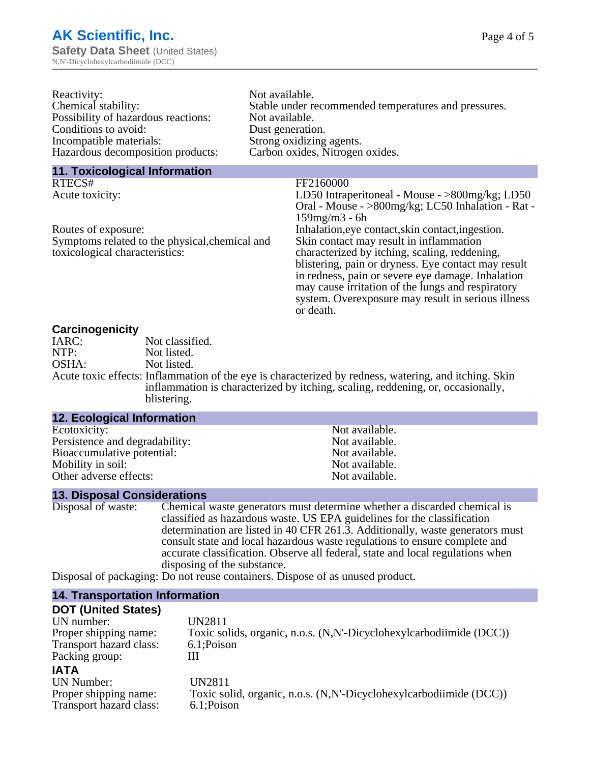| | |
|---|---|
| Reactivity: | Not available. |
| Chemical stability: | Stable under recommended temperatures and pressures. |
| Possibility of hazardous reactions: | Not available. |
| Conditions to avoid: | Dust generation. |
| Incompatible materials: | Strong oxidizing agents. |
| Hazardous decomposition products: | Carbon oxides, Nitrogen oxides. |

## 11. Toxicological Information

| | |
|---|---|
| RTECS# | FF2160000 |
| Acute toxicity: | LD50 Intraperitoneal - Mouse - >800mg/kg; LD50 Oral - Mouse - >800mg/kg; LC50 Inhalation - Rat - 159mg/m3 - 6h |
| Routes of exposure: | Inhalation,eye contact,skin contact,ingestion. |
| Symptoms related to the physical,chemical and toxicological characteristics: | Skin contact may result in inflammation characterized by itching, scaling, reddening, blistering, pain or dryness. Eye contact may result in redness, pain or severe eye damage. Inhalation may cause irritation of the lungs and respiratory system. Overexposure may result in serious illness or death. |

### Carcinogenicity

| | |
|---|---|
| IARC: | Not classified. |
| NTP: | Not listed. |
| OSHA: | Not listed. |
| Acute toxic effects: | Inflammation of the eye is characterized by redness, watering, and itching. Skin inflammation is characterized by itching, scaling, reddening, or, occasionally, blistering. |

## 12. Ecological Information

| | |
|---|---|
| Ecotoxicity: | Not available. |
| Persistence and degradability: | Not available. |
| Bioaccumulative potential: | Not available. |
| Mobility in soil: | Not available. |
| Other adverse effects: | Not available. |

## 13. Disposal Considerations

| | |
|---|---|
| Disposal of waste: | Chemical waste generators must determine whether a discarded chemical is classified as hazardous waste. US EPA guidelines for the classification determination are listed in 40 CFR 261.3. Additionally, waste generators must consult state and local hazardous waste regulations to ensure complete and accurate classification. Observe all federal, state and local regulations when disposing of the substance. |
| Disposal of packaging: | Do not reuse containers. Dispose of as unused product. |

## 14. Transportation Information

### DOT (United States)

| | |
|---|---|
| UN number: | UN2811 |
| Proper shipping name: | Toxic solids, organic, n.o.s. (N,N'-Dicyclohexylcarbodiimide (DCC)) |
| Transport hazard class: | 6.1;Poison |
| Packing group: | III |

### IATA

| | |
|---|---|
| UN Number: | UN2811 |
| Proper shipping name: | Toxic solid, organic, n.o.s. (N,N'-Dicyclohexylcarbodiimide (DCC)) |
| Transport hazard class: | 6.1;Poison |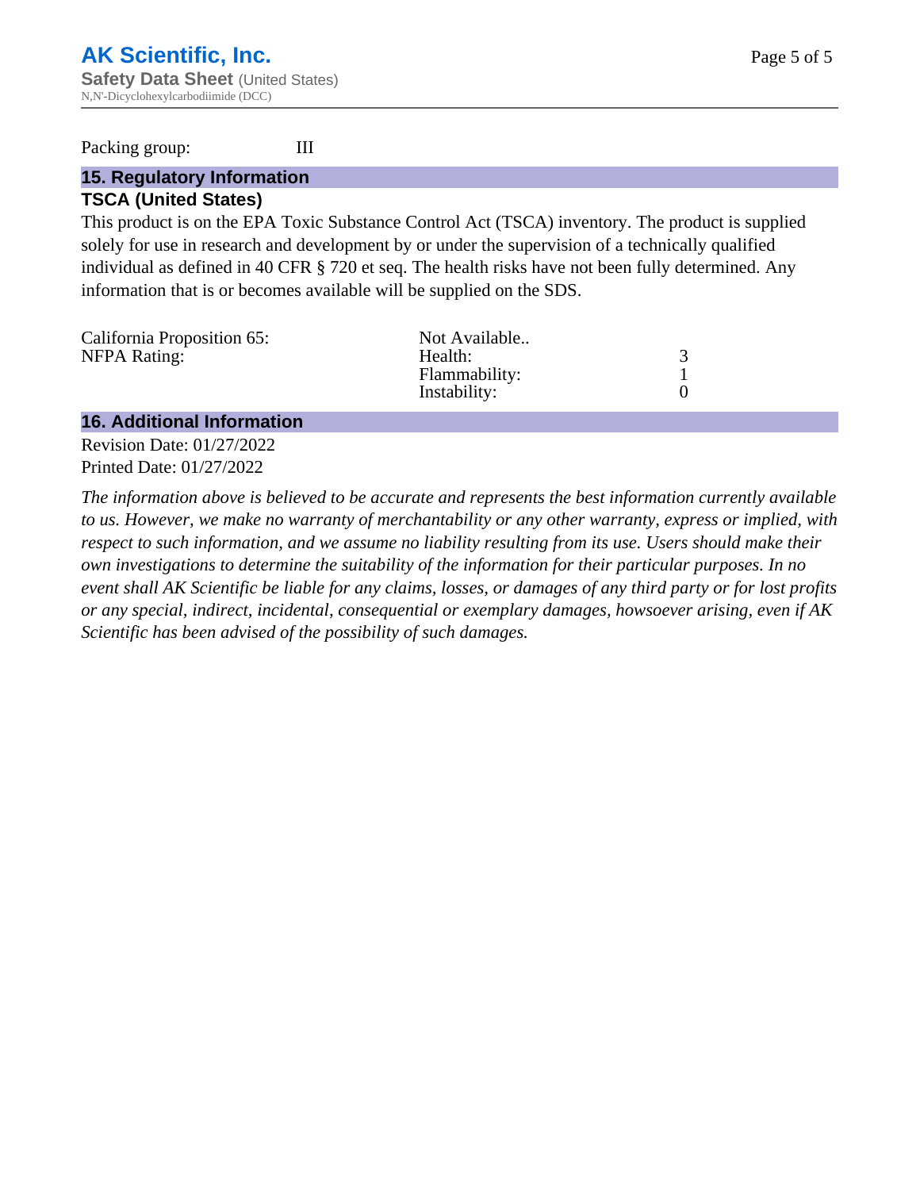Packing group: III

## 15. Regulatory Information

### TSCA (United States)

This product is on the EPA Toxic Substance Control Act (TSCA) inventory. The product is supplied solely for use in research and development by or under the supervision of a technically qualified individual as defined in 40 CFR § 720 et seq. The health risks have not been fully determined. Any information that is or becomes available will be supplied on the SDS.

| | | |
|---|---|---|
| California Proposition 65: | Not Available.. | |
| NFPA Rating: | Health: | 3 |
| | Flammability: | 1 |
| | Instability: | 0 |

## 16. Additional Information

Revision Date: 01/27/2022
Printed Date: 01/27/2022

*The information above is believed to be accurate and represents the best information currently available to us. However, we make no warranty of merchantability or any other warranty, express or implied, with respect to such information, and we assume no liability resulting from its use. Users should make their own investigations to determine the suitability of the information for their particular purposes. In no event shall AK Scientific be liable for any claims, losses, or damages of any third party or for lost profits or any special, indirect, incidental, consequential or exemplary damages, howsoever arising, even if AK Scientific has been advised of the possibility of such damages.*